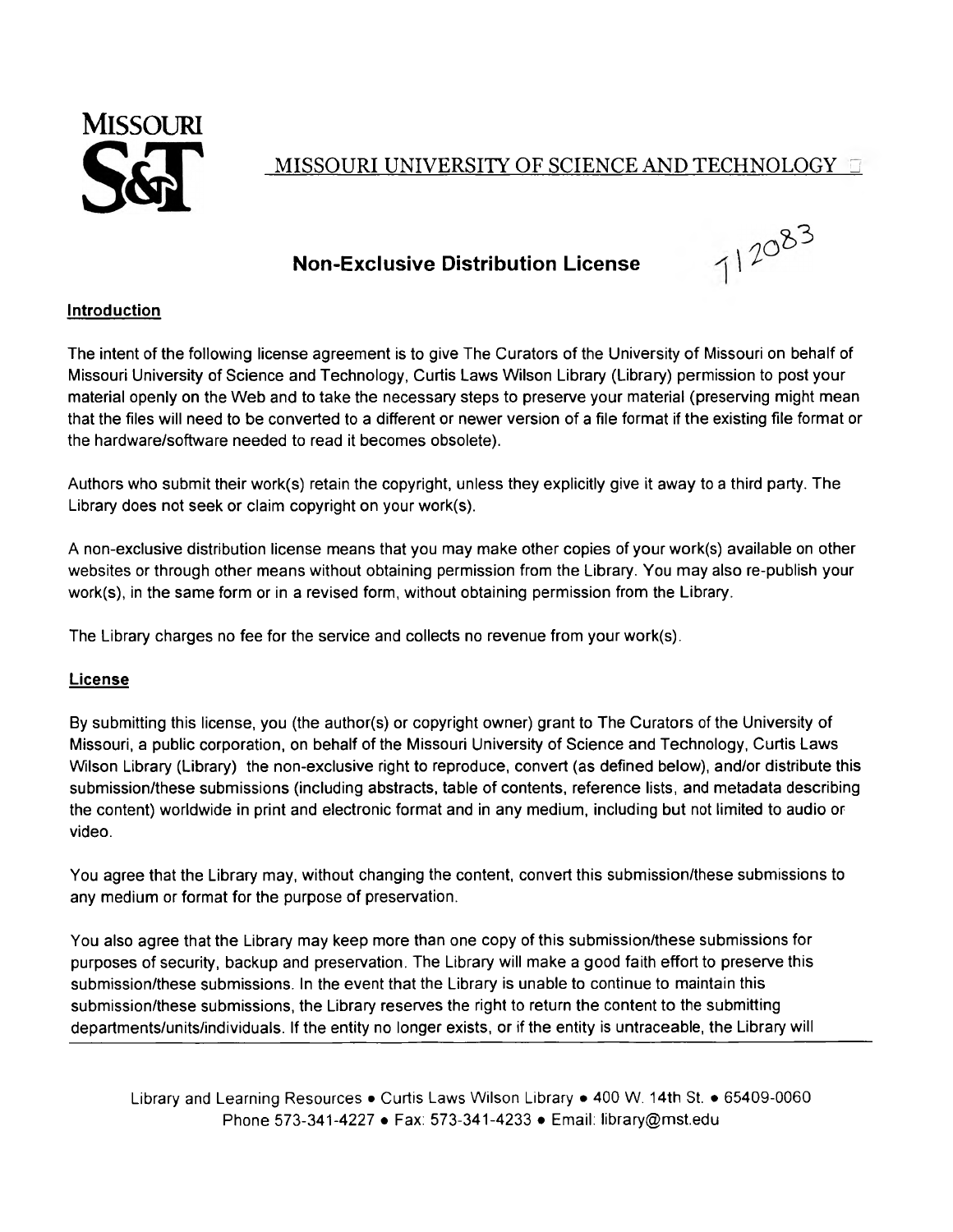**MISSOURI S&T**

MISSOURI UNIVERSITY OF SCIENCE AND TECHNOLOGY

# Non-Exclusive Distribution License

T12083

## Introduction

The intent of the following license agreement is to give The Curators of the University of Missouri on behalf of Missouri University of Science and Technology, Curtis Laws Wilson Library (Library) permission to post your material openly on the Web and to take the necessary steps to preserve your material (preserving might mean that the files will need to be converted to a different or newer version of a file format if the existing file format or the hardware/software needed to read it becomes obsolete).

Authors who submit their work(s) retain the copyright, unless they explicitly give it away to a third party. The Library does not seek or claim copyright on your work(s).

A non-exclusive distribution license means that you may make other copies of your work(s) available on other websites or through other means without obtaining permission from the Library. You may also re-publish your work(s), in the same form or in a revised form, without obtaining permission from the Library.

The Library charges no fee for the service and collects no revenue from your work(s).

## License

By submitting this license, you (the author(s) or copyright owner) grant to The Curators of the University of Missouri, a public corporation, on behalf of the Missouri University of Science and Technology, Curtis Laws Wilson Library (Library) the non-exclusive right to reproduce, convert (as defined below), and/or distribute this submission/these submissions (including abstracts, table of contents, reference lists, and metadata describing the content) worldwide in print and electronic format and in any medium, including but not limited to audio or video.

You agree that the Library may, without changing the content, convert this submission/these submissions to any medium or format for the purpose of preservation.

You also agree that the Library may keep more than one copy of this submission/these submissions for purposes of security, backup and preservation. The Library will make a good faith effort to preserve this submission/these submissions. In the event that the Library is unable to continue to maintain this submission/these submissions, the Library reserves the right to return the content to the submitting departments/units/individuals. If the entity no longer exists, or if the entity is untraceable, the Library will

Library and Learning Resources • Curtis Laws Wilson Library • 400 W. 14th St. • 65409-0060
Phone 573-341-4227 • Fax: 573-341-4233 • Email: library@mst.edu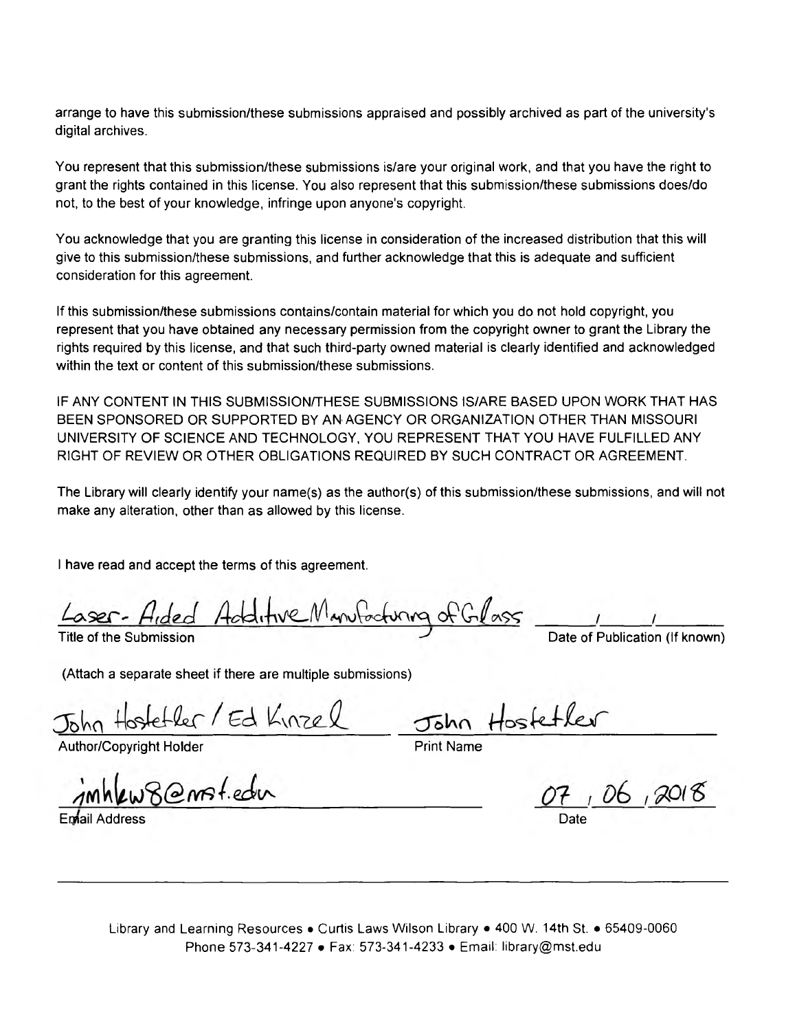arrange to have this submission/these submissions appraised and possibly archived as part of the university's digital archives.

You represent that this submission/these submissions is/are your original work, and that you have the right to grant the rights contained in this license. You also represent that this submission/these submissions does/do not, to the best of your knowledge, infringe upon anyone's copyright.

You acknowledge that you are granting this license in consideration of the increased distribution that this will give to this submission/these submissions, and further acknowledge that this is adequate and sufficient consideration for this agreement.

If this submission/these submissions contains/contain material for which you do not hold copyright, you represent that you have obtained any necessary permission from the copyright owner to grant the Library the rights required by this license, and that such third-party owned material is clearly identified and acknowledged within the text or content of this submission/these submissions.

IF ANY CONTENT IN THIS SUBMISSION/THESE SUBMISSIONS IS/ARE BASED UPON WORK THAT HAS BEEN SPONSORED OR SUPPORTED BY AN AGENCY OR ORGANIZATION OTHER THAN MISSOURI UNIVERSITY OF SCIENCE AND TECHNOLOGY, YOU REPRESENT THAT YOU HAVE FULFILLED ANY RIGHT OF REVIEW OR OTHER OBLIGATIONS REQUIRED BY SUCH CONTRACT OR AGREEMENT.

The Library will clearly identify your name(s) as the author(s) of this submission/these submissions, and will not make any alteration, other than as allowed by this license.

I have read and accept the terms of this agreement.

Laser-Aided Additive Manufacturing of Glass
Title of the Submission

\_\_\_/\_\_\_/\_\_\_
Date of Publication (If known)

(Attach a separate sheet if there are multiple submissions)

John Hostetler / Ed Kinzel
Author/Copyright Holder

John Hostetler
Print Name

jmhkw8@mst.edu
Email Address

07 / 06 / 2018
Date

Library and Learning Resources • Curtis Laws Wilson Library • 400 W. 14th St. • 65409-0060
Phone 573-341-4227 • Fax: 573-341-4233 • Email: library@mst.edu